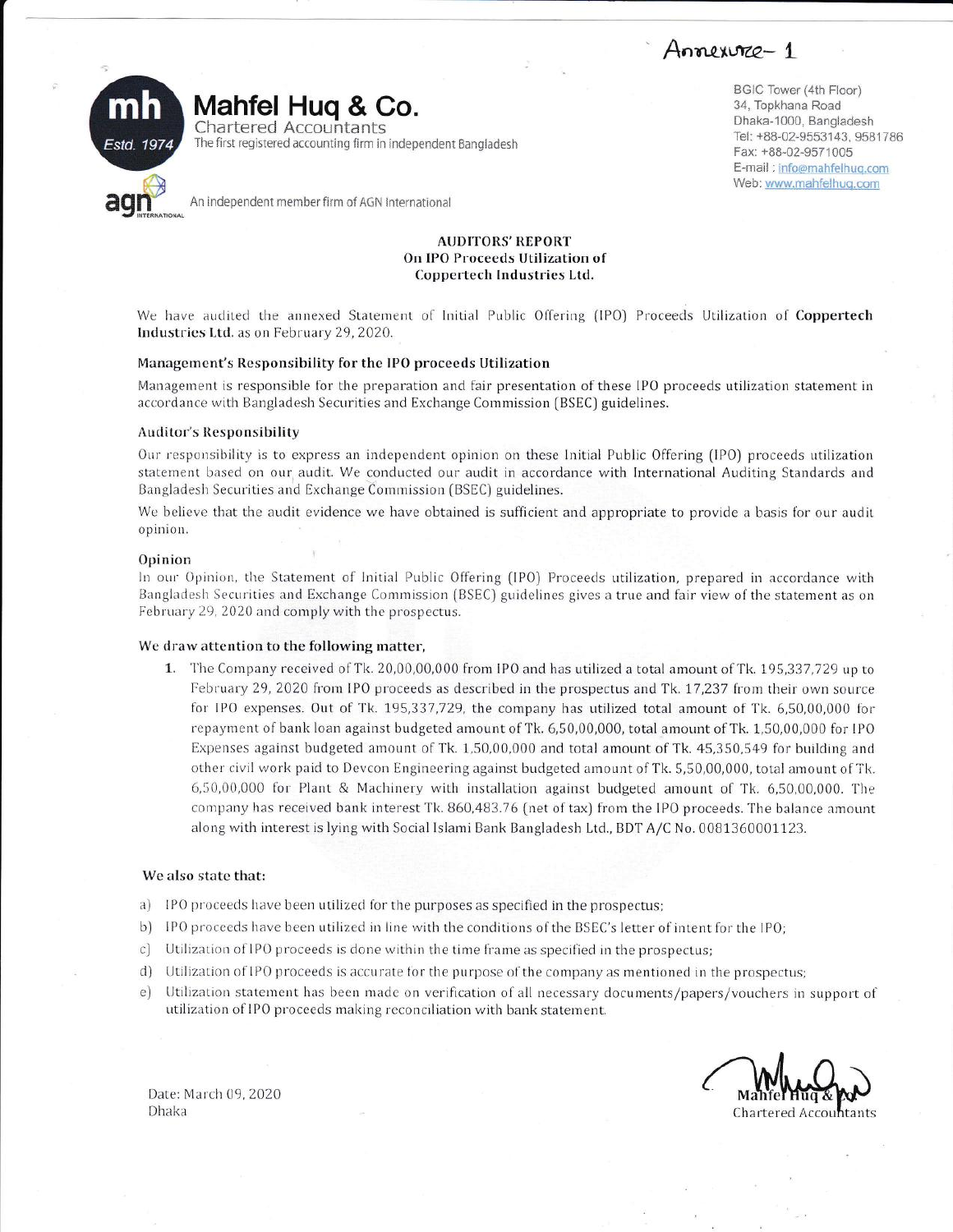Annexure- 1

**Mahfel Huq & Co.**
Chartered Accountants
Estd. 1974
The first registered accounting firm in independent Bangladesh

An independent member firm of AGN International

BGIC Tower (4th Floor)
34, Topkhana Road
Dhaka-1000, Bangladesh
Tel: +88-02-9553143, 9581786
Fax: +88-02-9571005
E-mail : info@mahfelhuq.com
Web: www.mahfelhuq.com

## AUDITORS' REPORT
### On IPO Proceeds Utilization of Coppertech Industries Ltd.

We have audited the annexed Statement of Initial Public Offering (IPO) Proceeds Utilization of **Coppertech Industries Ltd.** as on February 29, 2020.

### Management's Responsibility for the IPO proceeds Utilization

Management is responsible for the preparation and fair presentation of these IPO proceeds utilization statement in accordance with Bangladesh Securities and Exchange Commission (BSEC) guidelines.

### Auditor's Responsibility

Our responsibility is to express an independent opinion on these Initial Public Offering (IPO) proceeds utilization statement based on our audit. We conducted our audit in accordance with International Auditing Standards and Bangladesh Securities and Exchange Commission (BSEC) guidelines.

We believe that the audit evidence we have obtained is sufficient and appropriate to provide a basis for our audit opinion.

### Opinion

In our Opinion, the Statement of Initial Public Offering (IPO) Proceeds utilization, prepared in accordance with Bangladesh Securities and Exchange Commission (BSEC) guidelines gives a true and fair view of the statement as on February 29, 2020 and comply with the prospectus.

### We draw attention to the following matter,

1. The Company received of Tk. 20,00,00,000 from IPO and has utilized a total amount of Tk. 195,337,729 up to February 29, 2020 from IPO proceeds as described in the prospectus and Tk. 17,237 from their own source for IPO expenses. Out of Tk. 195,337,729, the company has utilized total amount of Tk. 6,50,00,000 for repayment of bank loan against budgeted amount of Tk. 6,50,00,000, total amount of Tk. 1,50,00,000 for IPO Expenses against budgeted amount of Tk. 1,50,00,000 and total amount of Tk. 45,350,549 for building and other civil work paid to Devcon Engineering against budgeted amount of Tk. 5,50,00,000, total amount of Tk. 6,50,00,000 for Plant & Machinery with installation against budgeted amount of Tk. 6,50,00,000. The company has received bank interest Tk. 860,483.76 (net of tax) from the IPO proceeds. The balance amount along with interest is lying with Social Islami Bank Bangladesh Ltd., BDT A/C No. 0081360001123.

### We also state that:

a) IPO proceeds have been utilized for the purposes as specified in the prospectus;

b) IPO proceeds have been utilized in line with the conditions of the BSEC's letter of intent for the IPO;

c) Utilization of IPO proceeds is done within the time frame as specified in the prospectus;

d) Utilization of IPO proceeds is accurate for the purpose of the company as mentioned in the prospectus;

e) Utilization statement has been made on verification of all necessary documents/papers/vouchers in support of utilization of IPO proceeds making reconciliation with bank statement.

Date: March 09, 2020
Dhaka

Mahfel Huq & Co.
Chartered Accountants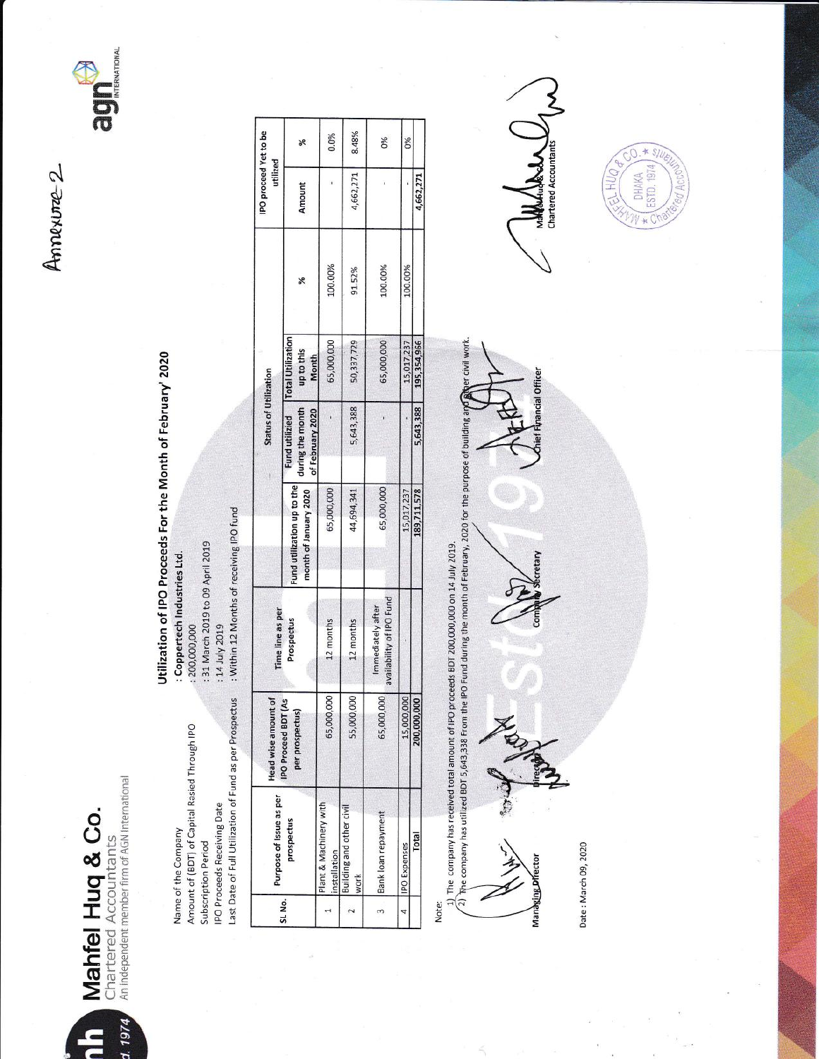Annexure 2

**Mahfel Huq & Co.**
Chartered Accountants
An independent member firm of AGN International

agn INTERNATIONAL

## Utilization of IPO Proceeds For the Month of February' 2020

Name of the Company : Coppertech Industries Ltd.
Amount of (BDT) of Capital Rasied Through IPO : 200,000,000
Subscription Period : 31 March 2019 to 09 April 2019
IPO Proceeds Receiving Date : 14 July 2019
Last Date of Full Utilization of Fund as per Prospectus : Within 12 Months of receiving IPO fund

| SL No. | Purpose of Issue as per prospectus | Head wise amount of IPO Proceed BDT (As per prospectus) | Time line as per Prospectus | Status of Utilization | | | | IPO proceed Yet to be utilized | |
|---|---|---|---|---|---|---|---|---|---|
| | | | | Fund utilization up to the month of January 2020 | Fund utilized during the month of February 2020 | Total Utilization up to this Month | % | Amount | % |
| 1 | Plant & Machinery with installation | 65,000,000 | 12 months | 65,000,000 | - | 65,000,000 | 100.00% | - | 0.0% |
| 2 | Building and other civil work | 55,000,000 | 12 months | 44,694,341 | 5,643,388 | 50,337,729 | 91.52% | 4,662,271 | 8.48% |
| 3 | Bank loan repayment | 65,000,000 | Immediately after availability of IPO Fund | 65,000,000 | - | 65,000,000 | 100.00% | - | 0% |
| 4 | IPO Expenses | 15,000,000 | | 15,017,237 | - | 15,017,237 | 100.00% | - | 0% |
| | Total | 200,000,000 | | 189,711,578 | 5,643,388 | 195,354,966 | | 4,662,271 | |

Note:

1) The company has received total amount of IPO proceeds BDT 200,000,000 on 14 July 2019.
2) The company has utilized BDT 5,643,388 From the IPO Fund during the month of February, 2020 for the purpose of building and other civil work.

Managing Director | Director | Company Secretary | Chief Financial Officer | Mahfel Huq & Co. Chartered Accountants

Date : March 09, 2020